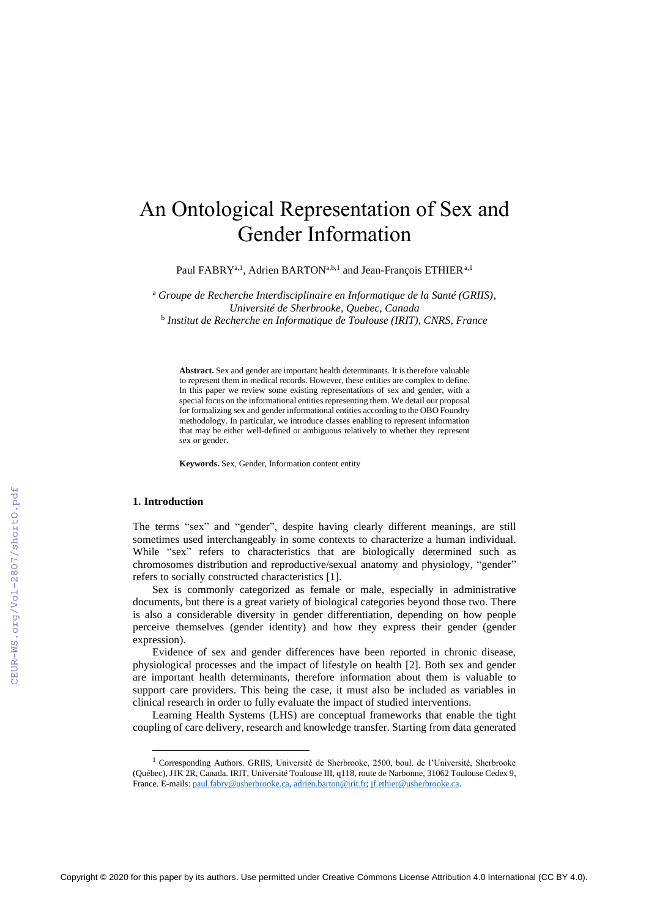# An Ontological Representation of Sex and Gender Information

Paul FABRY[a,1], Adrien BARTON[a,b,1] and Jean-François ETHIER[a,1]

[a] *Groupe de Recherche Interdisciplinaire en Informatique de la Santé (GRIIS), Université de Sherbrooke, Quebec, Canada*
[b] *Institut de Recherche en Informatique de Toulouse (IRIT), CNRS, France*

**Abstract.** Sex and gender are important health determinants. It is therefore valuable to represent them in medical records. However, these entities are complex to define. In this paper we review some existing representations of sex and gender, with a special focus on the informational entities representing them. We detail our proposal for formalizing sex and gender informational entities according to the OBO Foundry methodology. In particular, we introduce classes enabling to represent information that may be either well-defined or ambiguous relatively to whether they represent sex or gender.

**Keywords.** Sex, Gender, Information content entity

## 1. Introduction

The terms "sex" and "gender", despite having clearly different meanings, are still sometimes used interchangeably in some contexts to characterize a human individual. While "sex" refers to characteristics that are biologically determined such as chromosomes distribution and reproductive/sexual anatomy and physiology, "gender" refers to socially constructed characteristics [1].

Sex is commonly categorized as female or male, especially in administrative documents, but there is a great variety of biological categories beyond those two. There is also a considerable diversity in gender differentiation, depending on how people perceive themselves (gender identity) and how they express their gender (gender expression).

Evidence of sex and gender differences have been reported in chronic disease, physiological processes and the impact of lifestyle on health [2]. Both sex and gender are important health determinants, therefore information about them is valuable to support care providers. This being the case, it must also be included as variables in clinical research in order to fully evaluate the impact of studied interventions.

Learning Health Systems (LHS) are conceptual frameworks that enable the tight coupling of care delivery, research and knowledge transfer. Starting from data generated

[1] Corresponding Authors. GRIIS, Université de Sherbrooke, 2500, boul. de l'Université, Sherbrooke (Québec), J1K 2R, Canada. IRIT, Université Toulouse III, q118, route de Narbonne, 31062 Toulouse Cedex 9, France. E-mails: paul.fabry@usherbrooke.ca, adrien.barton@irit.fr; jf.ethier@usherbrooke.ca.

Copyright © 2020 for this paper by its authors. Use permitted under Creative Commons License Attribution 4.0 International (CC BY 4.0).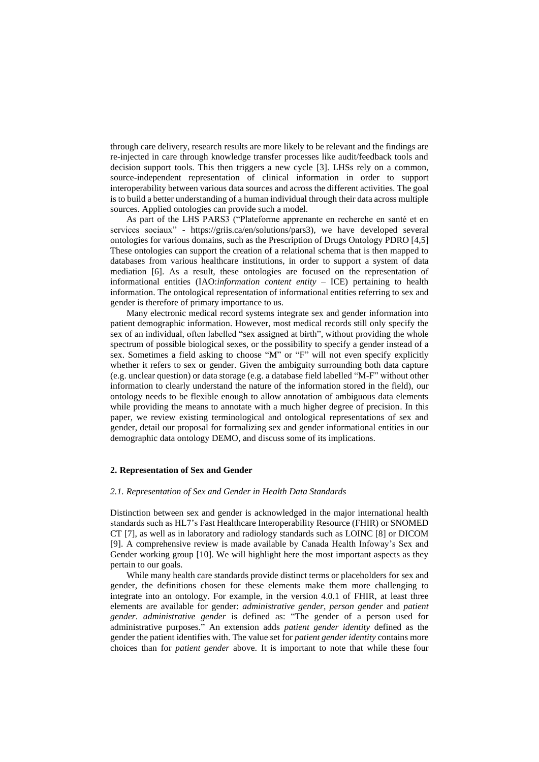through care delivery, research results are more likely to be relevant and the findings are re-injected in care through knowledge transfer processes like audit/feedback tools and decision support tools. This then triggers a new cycle [3]. LHSs rely on a common, source-independent representation of clinical information in order to support interoperability between various data sources and across the different activities. The goal is to build a better understanding of a human individual through their data across multiple sources. Applied ontologies can provide such a model.

As part of the LHS PARS3 ("Plateforme apprenante en recherche en santé et en services sociaux" - https://griis.ca/en/solutions/pars3), we have developed several ontologies for various domains, such as the Prescription of Drugs Ontology PDRO [4,5] These ontologies can support the creation of a relational schema that is then mapped to databases from various healthcare institutions, in order to support a system of data mediation [6]. As a result, these ontologies are focused on the representation of informational entities (IAO:*information content entity* – ICE) pertaining to health information. The ontological representation of informational entities referring to sex and gender is therefore of primary importance to us.

Many electronic medical record systems integrate sex and gender information into patient demographic information. However, most medical records still only specify the sex of an individual, often labelled "sex assigned at birth", without providing the whole spectrum of possible biological sexes, or the possibility to specify a gender instead of a sex. Sometimes a field asking to choose "M" or "F" will not even specify explicitly whether it refers to sex or gender. Given the ambiguity surrounding both data capture (e.g. unclear question) or data storage (e.g. a database field labelled "M-F" without other information to clearly understand the nature of the information stored in the field), our ontology needs to be flexible enough to allow annotation of ambiguous data elements while providing the means to annotate with a much higher degree of precision. In this paper, we review existing terminological and ontological representations of sex and gender, detail our proposal for formalizing sex and gender informational entities in our demographic data ontology DEMO, and discuss some of its implications.

## 2. Representation of Sex and Gender

### *2.1. Representation of Sex and Gender in Health Data Standards*

Distinction between sex and gender is acknowledged in the major international health standards such as HL7's Fast Healthcare Interoperability Resource (FHIR) or SNOMED CT [7], as well as in laboratory and radiology standards such as LOINC [8] or DICOM [9]. A comprehensive review is made available by Canada Health Infoway's Sex and Gender working group [10]. We will highlight here the most important aspects as they pertain to our goals.

While many health care standards provide distinct terms or placeholders for sex and gender, the definitions chosen for these elements make them more challenging to integrate into an ontology. For example, in the version 4.0.1 of FHIR, at least three elements are available for gender: *administrative gender*, *person gender* and *patient gender*. *administrative gender* is defined as: "The gender of a person used for administrative purposes." An extension adds *patient gender identity* defined as the gender the patient identifies with. The value set for *patient gender identity* contains more choices than for *patient gender* above. It is important to note that while these four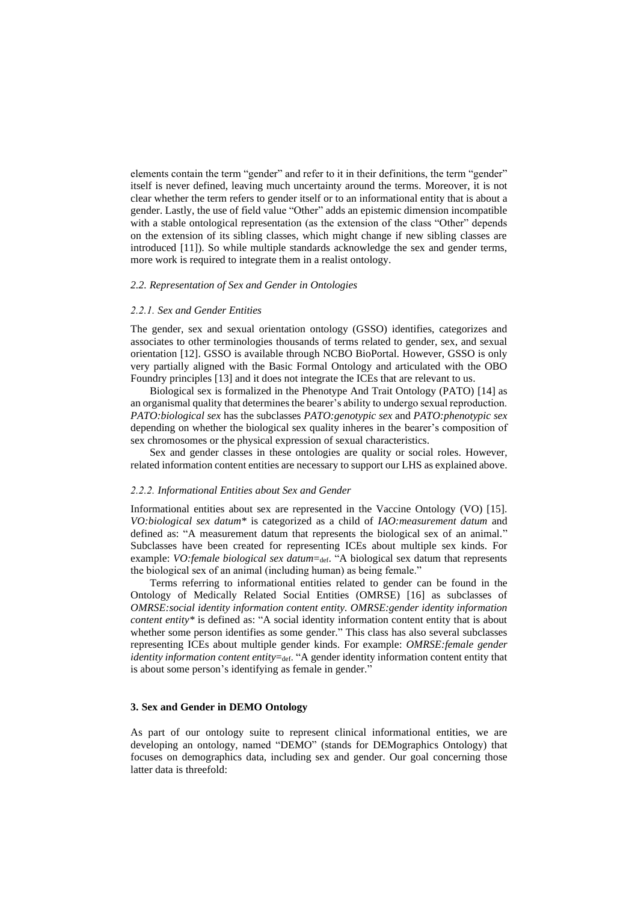elements contain the term "gender" and refer to it in their definitions, the term "gender" itself is never defined, leaving much uncertainty around the terms. Moreover, it is not clear whether the term refers to gender itself or to an informational entity that is about a gender. Lastly, the use of field value "Other" adds an epistemic dimension incompatible with a stable ontological representation (as the extension of the class "Other" depends on the extension of its sibling classes, which might change if new sibling classes are introduced [11]). So while multiple standards acknowledge the sex and gender terms, more work is required to integrate them in a realist ontology.

### *2.2. Representation of Sex and Gender in Ontologies*

#### *2.2.1. Sex and Gender Entities*

The gender, sex and sexual orientation ontology (GSSO) identifies, categorizes and associates to other terminologies thousands of terms related to gender, sex, and sexual orientation [12]. GSSO is available through NCBO BioPortal. However, GSSO is only very partially aligned with the Basic Formal Ontology and articulated with the OBO Foundry principles [13] and it does not integrate the ICEs that are relevant to us.

Biological sex is formalized in the Phenotype And Trait Ontology (PATO) [14] as an organismal quality that determines the bearer's ability to undergo sexual reproduction. *PATO:biological sex* has the subclasses *PATO:genotypic sex* and *PATO:phenotypic sex* depending on whether the biological sex quality inheres in the bearer's composition of sex chromosomes or the physical expression of sexual characteristics.

Sex and gender classes in these ontologies are quality or social roles. However, related information content entities are necessary to support our LHS as explained above.

#### *2.2.2. Informational Entities about Sex and Gender*

Informational entities about sex are represented in the Vaccine Ontology (VO) [15]. *VO:biological sex datum** is categorized as a child of *IAO:measurement datum* and defined as: "A measurement datum that represents the biological sex of an animal." Subclasses have been created for representing ICEs about multiple sex kinds. For example: *VO:female biological sex datum*=$_{def}$. "A biological sex datum that represents the biological sex of an animal (including human) as being female."

Terms referring to informational entities related to gender can be found in the Ontology of Medically Related Social Entities (OMRSE) [16] as subclasses of *OMRSE:social identity information content entity. OMRSE:gender identity information content entity** is defined as: "A social identity information content entity that is about whether some person identifies as some gender." This class has also several subclasses representing ICEs about multiple gender kinds. For example: *OMRSE:female gender identity information content entity*=$_{def}$. "A gender identity information content entity that is about some person's identifying as female in gender."

## **3. Sex and Gender in DEMO Ontology**

As part of our ontology suite to represent clinical informational entities, we are developing an ontology, named "DEMO" (stands for DEMographics Ontology) that focuses on demographics data, including sex and gender. Our goal concerning those latter data is threefold: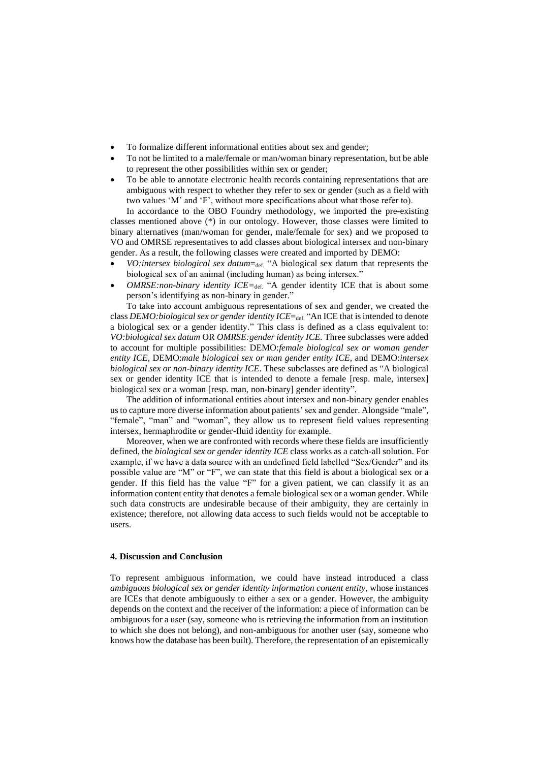- To formalize different informational entities about sex and gender;
- To not be limited to a male/female or man/woman binary representation, but be able to represent the other possibilities within sex or gender;
- To be able to annotate electronic health records containing representations that are ambiguous with respect to whether they refer to sex or gender (such as a field with two values 'M' and 'F', without more specifications about what those refer to).

In accordance to the OBO Foundry methodology, we imported the pre-existing classes mentioned above (*) in our ontology. However, those classes were limited to binary alternatives (man/woman for gender, male/female for sex) and we proposed to VO and OMRSE representatives to add classes about biological intersex and non-binary gender. As a result, the following classes were created and imported by DEMO:

- *VO:intersex biological sex datum*=$_{\text{def.}}$ "A biological sex datum that represents the biological sex of an animal (including human) as being intersex."
- *OMRSE:non-binary identity ICE=*$_{\text{def.}}$ "A gender identity ICE that is about some person's identifying as non-binary in gender."

To take into account ambiguous representations of sex and gender, we created the class *DEMO:biological sex or gender identity ICE*=$_{\text{def.}}$ "An ICE that is intended to denote a biological sex or a gender identity." This class is defined as a class equivalent to: *VO:biological sex datum* OR *OMRSE:gender identity ICE.* Three subclasses were added to account for multiple possibilities: DEMO:*female biological sex or woman gender entity ICE*, DEMO:*male biological sex or man gender entity ICE*, and DEMO:*intersex biological sex or non-binary identity ICE*. These subclasses are defined as "A biological sex or gender identity ICE that is intended to denote a female [resp. male, intersex] biological sex or a woman [resp. man, non-binary] gender identity".

The addition of informational entities about intersex and non-binary gender enables us to capture more diverse information about patients' sex and gender. Alongside "male", "female", "man" and "woman", they allow us to represent field values representing intersex, hermaphrodite or gender-fluid identity for example.

Moreover, when we are confronted with records where these fields are insufficiently defined, the *biological sex or gender identity ICE* class works as a catch-all solution. For example, if we have a data source with an undefined field labelled "Sex/Gender" and its possible value are "M" or "F", we can state that this field is about a biological sex or a gender. If this field has the value "F" for a given patient, we can classify it as an information content entity that denotes a female biological sex or a woman gender. While such data constructs are undesirable because of their ambiguity, they are certainly in existence; therefore, not allowing data access to such fields would not be acceptable to users.

#### 4. Discussion and Conclusion

To represent ambiguous information, we could have instead introduced a class *ambiguous biological sex or gender identity information content entity*, whose instances are ICEs that denote ambiguously to either a sex or a gender. However, the ambiguity depends on the context and the receiver of the information: a piece of information can be ambiguous for a user (say, someone who is retrieving the information from an institution to which she does not belong), and non-ambiguous for another user (say, someone who knows how the database has been built). Therefore, the representation of an epistemically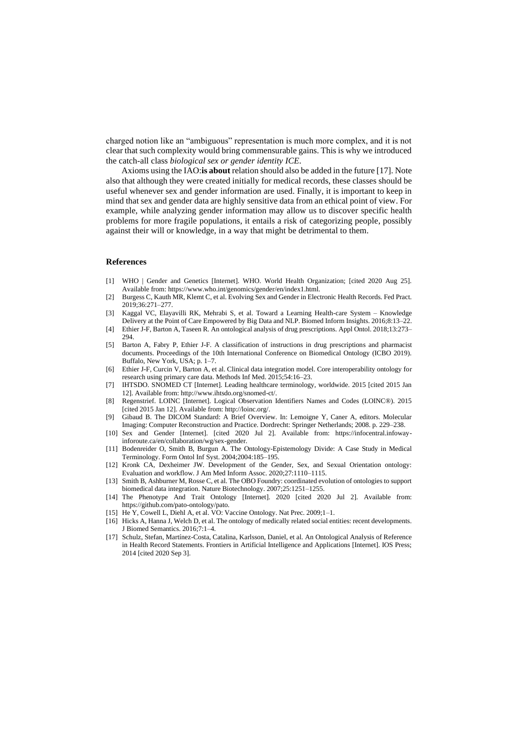charged notion like an "ambiguous" representation is much more complex, and it is not clear that such complexity would bring commensurable gains. This is why we introduced the catch-all class *biological sex or gender identity ICE*.

Axioms using the IAO:**is about** relation should also be added in the future [17]. Note also that although they were created initially for medical records, these classes should be useful whenever sex and gender information are used. Finally, it is important to keep in mind that sex and gender data are highly sensitive data from an ethical point of view. For example, while analyzing gender information may allow us to discover specific health problems for more fragile populations, it entails a risk of categorizing people, possibly against their will or knowledge, in a way that might be detrimental to them.

## References

[1] WHO | Gender and Genetics [Internet]. WHO. World Health Organization; [cited 2020 Aug 25]. Available from: https://www.who.int/genomics/gender/en/index1.html.

[2] Burgess C, Kauth MR, Klemt C, et al. Evolving Sex and Gender in Electronic Health Records. Fed Pract. 2019;36:271–277.

[3] Kaggal VC, Elayavilli RK, Mehrabi S, et al. Toward a Learning Health-care System – Knowledge Delivery at the Point of Care Empowered by Big Data and NLP. Biomed Inform Insights. 2016;8:13–22.

[4] Ethier J-F, Barton A, Taseen R. An ontological analysis of drug prescriptions. Appl Ontol. 2018;13:273–294.

[5] Barton A, Fabry P, Ethier J-F. A classification of instructions in drug prescriptions and pharmacist documents. Proceedings of the 10th International Conference on Biomedical Ontology (ICBO 2019). Buffalo, New York, USA; p. 1–7.

[6] Ethier J-F, Curcin V, Barton A, et al. Clinical data integration model. Core interoperability ontology for research using primary care data. Methods Inf Med. 2015;54:16–23.

[7] IHTSDO. SNOMED CT [Internet]. Leading healthcare terminology, worldwide. 2015 [cited 2015 Jan 12]. Available from: http://www.ihtsdo.org/snomed-ct/.

[8] Regenstrief. LOINC [Internet]. Logical Observation Identifiers Names and Codes (LOINC®). 2015 [cited 2015 Jan 12]. Available from: http://loinc.org/.

[9] Gibaud B. The DICOM Standard: A Brief Overview. In: Lemoigne Y, Caner A, editors. Molecular Imaging: Computer Reconstruction and Practice. Dordrecht: Springer Netherlands; 2008. p. 229–238.

[10] Sex and Gender [Internet]. [cited 2020 Jul 2]. Available from: https://infocentral.infoway-inforoute.ca/en/collaboration/wg/sex-gender.

[11] Bodenreider O, Smith B, Burgun A. The Ontology-Epistemology Divide: A Case Study in Medical Terminology. Form Ontol Inf Syst. 2004;2004:185–195.

[12] Kronk CA, Dexheimer JW. Development of the Gender, Sex, and Sexual Orientation ontology: Evaluation and workflow. J Am Med Inform Assoc. 2020;27:1110–1115.

[13] Smith B, Ashburner M, Rosse C, et al. The OBO Foundry: coordinated evolution of ontologies to support biomedical data integration. Nature Biotechnology. 2007;25:1251–1255.

[14] The Phenotype And Trait Ontology [Internet]. 2020 [cited 2020 Jul 2]. Available from: https://github.com/pato-ontology/pato.

[15] He Y, Cowell L, Diehl A, et al. VO: Vaccine Ontology. Nat Prec. 2009;1–1.

[16] Hicks A, Hanna J, Welch D, et al. The ontology of medically related social entities: recent developments. J Biomed Semantics. 2016;7:1–4.

[17] Schulz, Stefan, Martínez-Costa, Catalina, Karlsson, Daniel, et al. An Ontological Analysis of Reference in Health Record Statements. Frontiers in Artificial Intelligence and Applications [Internet]. IOS Press; 2014 [cited 2020 Sep 3].